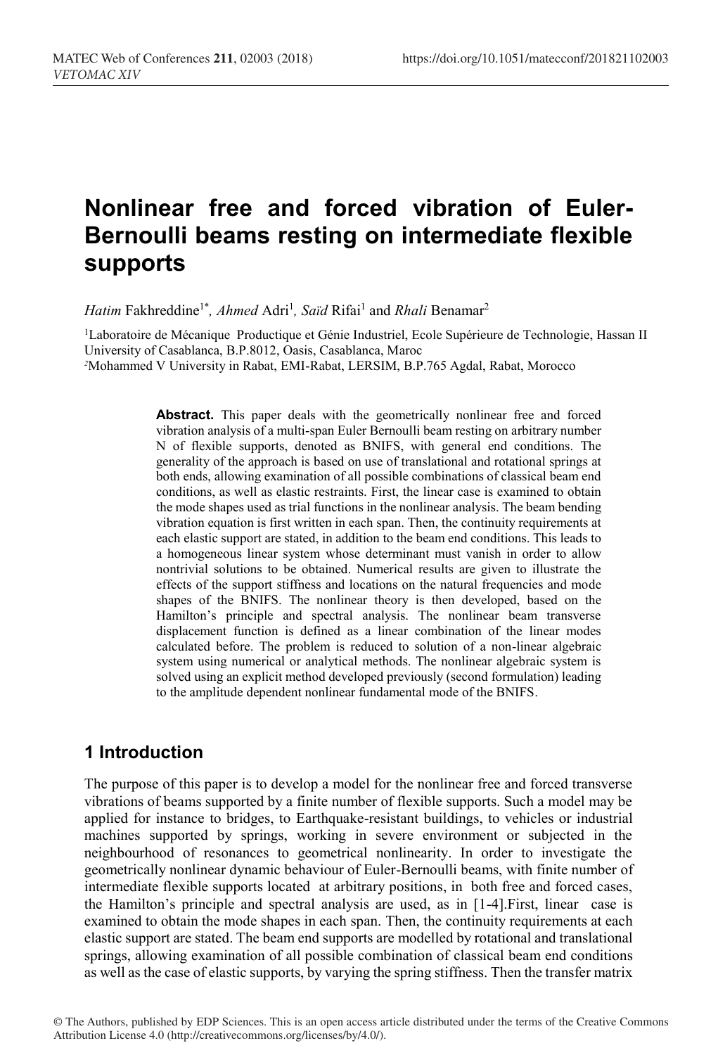# Nonlinear free and forced vibration of Euler-Bernoulli beams resting on intermediate flexible supports

*Hatim* Fakhreddine[1*], *Ahmed* Adri[1], *Saïd* Rifai[1] and *Rhali* Benamar[2]

[1]Laboratoire de Mécanique Productique et Génie Industriel, Ecole Supérieure de Technologie, Hassan II University of Casablanca, B.P.8012, Oasis, Casablanca, Maroc

[2]Mohammed V University in Rabat, EMI-Rabat, LERSIM, B.P.765 Agdal, Rabat, Morocco

**Abstract.** This paper deals with the geometrically nonlinear free and forced vibration analysis of a multi-span Euler Bernoulli beam resting on arbitrary number N of flexible supports, denoted as BNIFS, with general end conditions. The generality of the approach is based on use of translational and rotational springs at both ends, allowing examination of all possible combinations of classical beam end conditions, as well as elastic restraints. First, the linear case is examined to obtain the mode shapes used as trial functions in the nonlinear analysis. The beam bending vibration equation is first written in each span. Then, the continuity requirements at each elastic support are stated, in addition to the beam end conditions. This leads to a homogeneous linear system whose determinant must vanish in order to allow nontrivial solutions to be obtained. Numerical results are given to illustrate the effects of the support stiffness and locations on the natural frequencies and mode shapes of the BNIFS. The nonlinear theory is then developed, based on the Hamilton's principle and spectral analysis. The nonlinear beam transverse displacement function is defined as a linear combination of the linear modes calculated before. The problem is reduced to solution of a non-linear algebraic system using numerical or analytical methods. The nonlinear algebraic system is solved using an explicit method developed previously (second formulation) leading to the amplitude dependent nonlinear fundamental mode of the BNIFS.

## 1 Introduction

The purpose of this paper is to develop a model for the nonlinear free and forced transverse vibrations of beams supported by a finite number of flexible supports. Such a model may be applied for instance to bridges, to Earthquake-resistant buildings, to vehicles or industrial machines supported by springs, working in severe environment or subjected in the neighbourhood of resonances to geometrical nonlinearity. In order to investigate the geometrically nonlinear dynamic behaviour of Euler-Bernoulli beams, with finite number of intermediate flexible supports located at arbitrary positions, in both free and forced cases, the Hamilton's principle and spectral analysis are used, as in [1-4].First, linear case is examined to obtain the mode shapes in each span. Then, the continuity requirements at each elastic support are stated. The beam end supports are modelled by rotational and translational springs, allowing examination of all possible combination of classical beam end conditions as well as the case of elastic supports, by varying the spring stiffness. Then the transfer matrix

© The Authors, published by EDP Sciences. This is an open access article distributed under the terms of the Creative Commons Attribution License 4.0 (http://creativecommons.org/licenses/by/4.0/).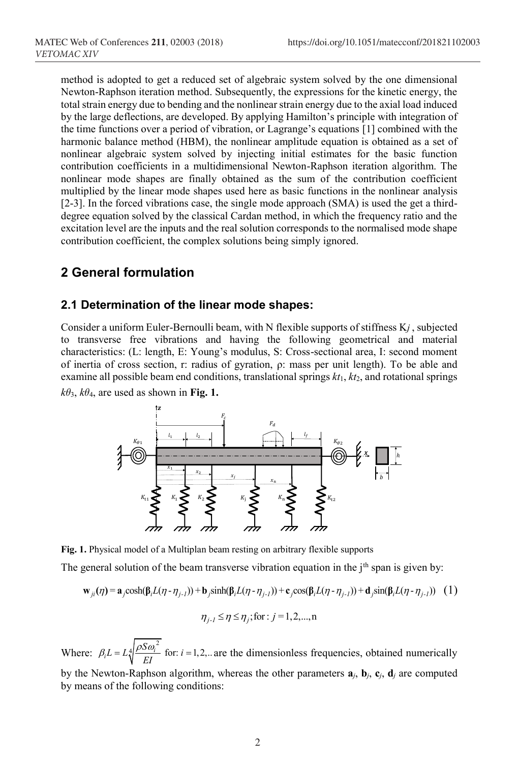method is adopted to get a reduced set of algebraic system solved by the one dimensional Newton-Raphson iteration method. Subsequently, the expressions for the kinetic energy, the total strain energy due to bending and the nonlinear strain energy due to the axial load induced by the large deflections, are developed. By applying Hamilton's principle with integration of the time functions over a period of vibration, or Lagrange's equations [1] combined with the harmonic balance method (HBM), the nonlinear amplitude equation is obtained as a set of nonlinear algebraic system solved by injecting initial estimates for the basic function contribution coefficients in a multidimensional Newton-Raphson iteration algorithm. The nonlinear mode shapes are finally obtained as the sum of the contribution coefficient multiplied by the linear mode shapes used here as basic functions in the nonlinear analysis [2-3]. In the forced vibrations case, the single mode approach (SMA) is used the get a third-degree equation solved by the classical Cardan method, in which the frequency ratio and the excitation level are the inputs and the real solution corresponds to the normalised mode shape contribution coefficient, the complex solutions being simply ignored.

## 2 General formulation

### 2.1 Determination of the linear mode shapes:

Consider a uniform Euler-Bernoulli beam, with N flexible supports of stiffness $K_j$ , subjected to transverse free vibrations and having the following geometrical and material characteristics: (L: length, E: Young's modulus, S: Cross-sectional area, I: second moment of inertia of cross section, r: radius of gyration, ρ: mass per unit length). To be able and examine all possible beam end conditions, translational springs $kt_1$, $kt_2$, and rotational springs $k\theta_3$, $k\theta_4$, are used as shown in **Fig. 1.**

**Fig. 1.** Physical model of a Multiplan beam resting on arbitrary flexible supports

The general solution of the beam transverse vibration equation in the j[th] span is given by:

$$\mathbf{w}_{ji}(\eta) = \mathbf{a}_j\cosh(\boldsymbol{\beta}_i L(\eta - \eta_{j-1})) + \mathbf{b}_j\sinh(\boldsymbol{\beta}_i L(\eta - \eta_{j-1})) + \mathbf{c}_j\cos(\boldsymbol{\beta}_i L(\eta - \eta_{j-1})) + \mathbf{d}_j\sin(\boldsymbol{\beta}_i L(\eta - \eta_{j-1})) \quad (1)$$

$$\eta_{j-1} \leq \eta \leq \eta_j ; \text{for} : j = 1,2,...,\text{n}$$

Where: $\beta_i L = L\sqrt[4]{\dfrac{\rho S \omega_i^2}{EI}}$ for: $i = 1,2,..$ are the dimensionless frequencies, obtained numerically by the Newton-Raphson algorithm, whereas the other parameters $\mathbf{a}_j$, $\mathbf{b}_j$, $\mathbf{c}_j$, $\mathbf{d}_j$ are computed by means of the following conditions: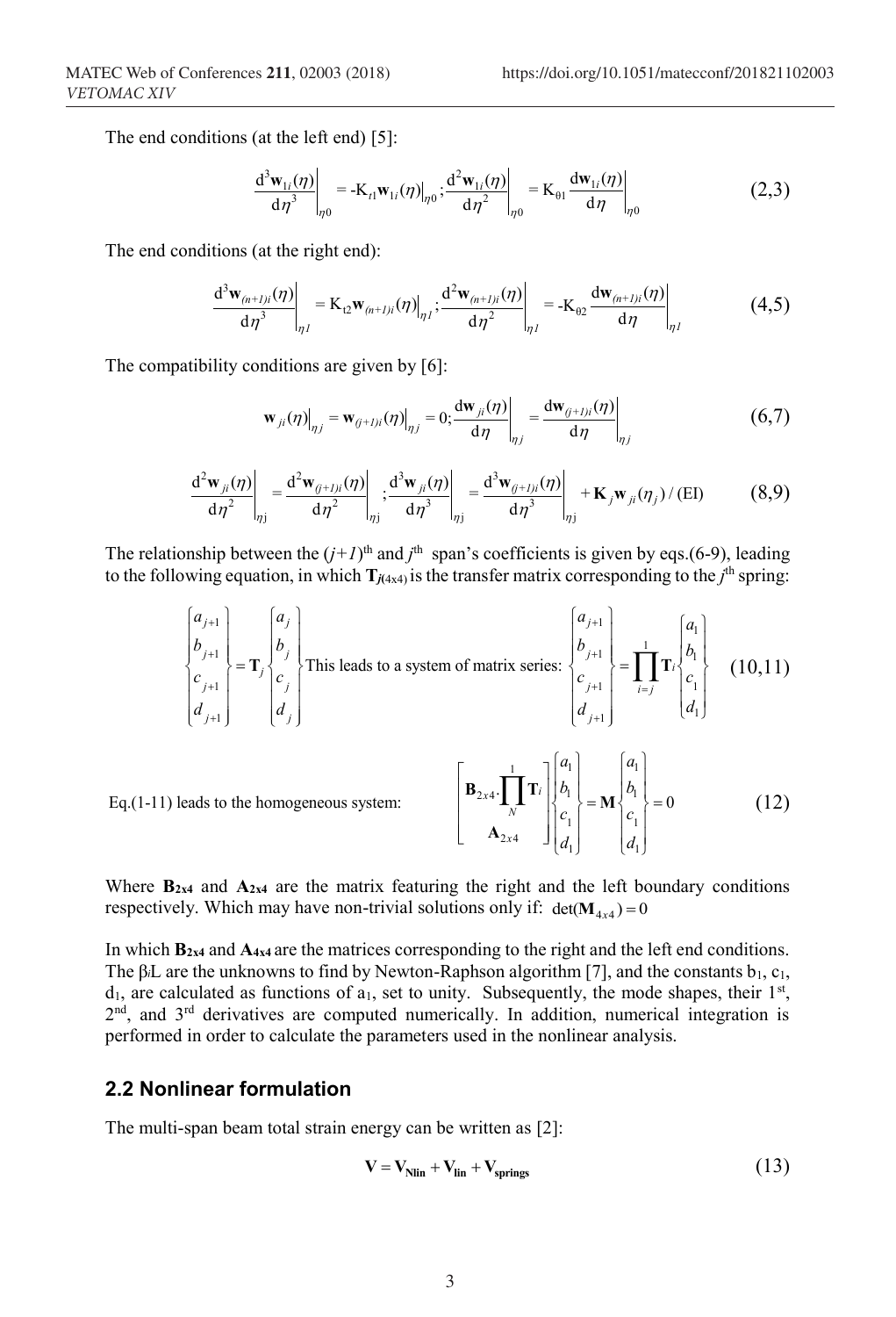The end conditions (at the left end) [5]:

$$\left.\frac{\mathrm{d}^3\mathbf{w}_{1i}(\eta)}{\mathrm{d}\eta^3}\right|_{\eta 0} = -\mathrm{K}_{t1}\mathbf{w}_{1i}(\eta)\big|_{\eta 0};\left.\frac{\mathrm{d}^2\mathbf{w}_{1i}(\eta)}{\mathrm{d}\eta^2}\right|_{\eta 0} = \mathrm{K}_{\theta 1}\left.\frac{\mathrm{d}\mathbf{w}_{1i}(\eta)}{\mathrm{d}\eta}\right|_{\eta 0} \tag{2,3}$$

The end conditions (at the right end):

$$\left.\frac{\mathrm{d}^3\mathbf{w}_{(n+1)i}(\eta)}{\mathrm{d}\eta^3}\right|_{\eta 1} = \mathrm{K}_{t2}\mathbf{w}_{(n+1)i}(\eta)\big|_{\eta 1};\left.\frac{\mathrm{d}^2\mathbf{w}_{(n+1)i}(\eta)}{\mathrm{d}\eta^2}\right|_{\eta 1} = -\mathrm{K}_{\theta 2}\left.\frac{\mathrm{d}\mathbf{w}_{(n+1)i}(\eta)}{\mathrm{d}\eta}\right|_{\eta 1} \tag{4,5}$$

The compatibility conditions are given by [6]:

$$\mathbf{w}_{ji}(\eta)\big|_{\eta j} = \mathbf{w}_{(j+1)i}(\eta)\big|_{\eta j} = 0;\left.\frac{\mathrm{d}\mathbf{w}_{ji}(\eta)}{\mathrm{d}\eta}\right|_{\eta j} = \left.\frac{\mathrm{d}\mathbf{w}_{(j+1)i}(\eta)}{\mathrm{d}\eta}\right|_{\eta j} \tag{6,7}$$

$$\left.\frac{\mathrm{d}^2\mathbf{w}_{ji}(\eta)}{\mathrm{d}\eta^2}\right|_{\eta j} = \left.\frac{\mathrm{d}^2\mathbf{w}_{(j+1)i}(\eta)}{\mathrm{d}\eta^2}\right|_{\eta j};\left.\frac{\mathrm{d}^3\mathbf{w}_{ji}(\eta)}{\mathrm{d}\eta^3}\right|_{\eta j} = \left.\frac{\mathrm{d}^3\mathbf{w}_{(j+1)i}(\eta)}{\mathrm{d}\eta^3}\right|_{\eta j} + \mathbf{K}_j\mathbf{w}_{ji}(\eta_j)/(\mathrm{EI}) \tag{8,9}$$

The relationship between the $(j+1)^{\text{th}}$ and $j^{\text{th}}$ span's coefficients is given by eqs.(6-9), leading to the following equation, in which $\mathbf{T}_{j(4x4)}$ is the transfer matrix corresponding to the $j^{\text{th}}$ spring:

$$\begin{Bmatrix} a_{j+1} \\ b_{j+1} \\ c_{j+1} \\ d_{j+1} \end{Bmatrix} = \mathbf{T}_j \begin{Bmatrix} a_j \\ b_j \\ c_j \\ d_j \end{Bmatrix} \text{ This leads to a system of matrix series: } \begin{Bmatrix} a_{j+1} \\ b_{j+1} \\ c_{j+1} \\ d_{j+1} \end{Bmatrix} = \prod_{i=j}^{1}\mathbf{T}_i \begin{Bmatrix} a_1 \\ b_1 \\ c_1 \\ d_1 \end{Bmatrix} \tag{10,11}$$

Eq.(1-11) leads to the homogeneous system:

$$\begin{bmatrix} \mathbf{B}_{2x4}\cdot\prod_{N}^{1}\mathbf{T}_i \\ \mathbf{A}_{2x4} \end{bmatrix} \begin{Bmatrix} a_1 \\ b_1 \\ c_1 \\ d_1 \end{Bmatrix} = \mathbf{M}\begin{Bmatrix} a_1 \\ b_1 \\ c_1 \\ d_1 \end{Bmatrix} = 0 \tag{12}$$

Where $\mathbf{B}_{2x4}$ and $\mathbf{A}_{2x4}$ are the matrix featuring the right and the left boundary conditions respectively. Which may have non-trivial solutions only if: $\det(\mathbf{M}_{4x4}) = 0$

In which $\mathbf{B}_{2x4}$ and $\mathbf{A}_{4x4}$ are the matrices corresponding to the right and the left end conditions. The $\beta_i L$ are the unknowns to find by Newton-Raphson algorithm [7], and the constants $b_1$, $c_1$, $d_1$, are calculated as functions of $a_1$, set to unity. Subsequently, the mode shapes, their 1st, 2nd, and 3rd derivatives are computed numerically. In addition, numerical integration is performed in order to calculate the parameters used in the nonlinear analysis.

## 2.2 Nonlinear formulation

The multi-span beam total strain energy can be written as [2]:

$$\mathbf{V} = \mathbf{V}_{\mathbf{Nlin}} + \mathbf{V}_{\mathbf{lin}} + \mathbf{V}_{\mathbf{springs}} \tag{13}$$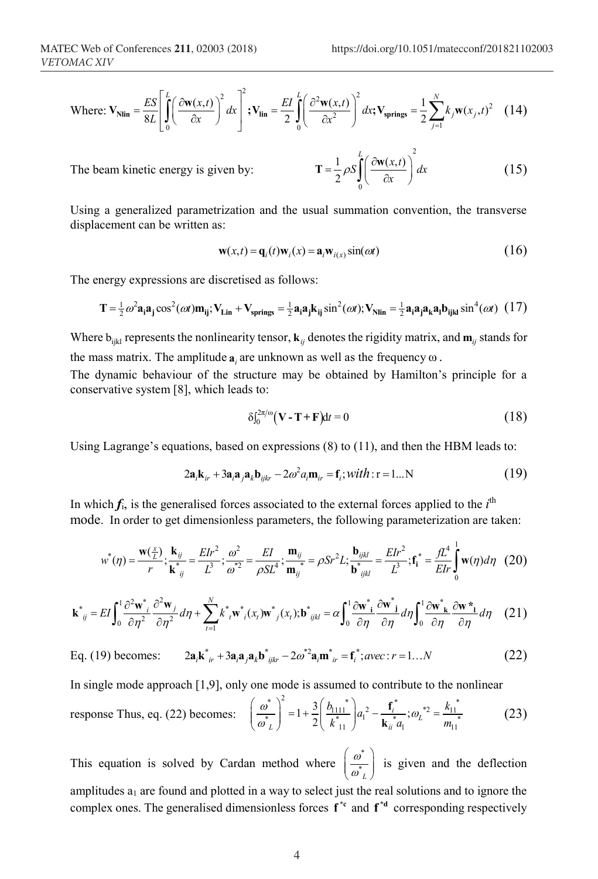Where: $\mathbf{V_{Nlin}} = \frac{ES}{8L}\left[\int_0^L \left(\frac{\partial \mathbf{w}(x,t)}{\partial x}\right)^2 dx\right]^2 ; \mathbf{V_{lin}} = \frac{EI}{2}\int_0^L \left(\frac{\partial^2 \mathbf{w}(x,t)}{\partial x^2}\right)^2 dx ; \mathbf{V_{springs}} = \frac{1}{2}\sum_{j=1}^{N} k_j \mathbf{w}(x_j,t)^2$ (14)

The beam kinetic energy is given by:

$$\mathbf{T} = \frac{1}{2}\rho S \int_0^L \left(\frac{\partial \mathbf{w}(x,t)}{\partial x}\right)^2 dx \tag{15}$$

Using a generalized parametrization and the usual summation convention, the transverse displacement can be written as:

$$\mathbf{w}(x,t) = \mathbf{q}_i(t)\mathbf{w}_i(x) = \mathbf{a}_i \mathbf{w}_{i(x)} \sin(\omega t) \tag{16}$$

The energy expressions are discretised as follows:

$$\mathbf{T} = \tfrac{1}{2}\omega^2 \mathbf{a_i a_j} \cos^2(\omega t)\mathbf{m_{ij}} ; \mathbf{V_{Lin}} + \mathbf{V_{springs}} = \tfrac{1}{2}\mathbf{a_i a_j k_{ij}} \sin^2(\omega t) ; \mathbf{V_{Nlin}} = \tfrac{1}{2}\mathbf{a_i a_j a_k a_l b_{ijkl}} \sin^4(\omega t) \tag{17}$$

Where $b_{ijkl}$ represents the nonlinearity tensor, $\mathbf{k}_{ij}$ denotes the rigidity matrix, and $\mathbf{m}_{ij}$ stands for the mass matrix. The amplitude $\mathbf{a}_i$ are unknown as well as the frequency $\omega$.

The dynamic behaviour of the structure may be obtained by Hamilton's principle for a conservative system [8], which leads to:

$$\delta\int_0^{2\pi/\omega} (\mathbf{V} - \mathbf{T} + \mathbf{F})\mathrm{d}t = 0 \tag{18}$$

Using Lagrange's equations, based on expressions (8) to (11), and then the HBM leads to:

$$2\mathbf{a}_i \mathbf{k}_{ir} + 3\mathbf{a}_i \mathbf{a}_j \mathbf{a}_k \mathbf{b}_{ijkr} - 2\omega^2 a_i \mathbf{m}_{ir} = \mathbf{f}_i ; with : \mathrm{r} = 1 \ldots \mathrm{N} \tag{19}$$

In which $\boldsymbol{f}_i$, is the generalised forces associated to the external forces applied to the $i^{th}$ mode. In order to get dimensionless parameters, the following parameterization are taken:

$$w^*(\eta) = \frac{\mathbf{w}(\frac{x}{L})}{r} ; \frac{\mathbf{k}_{ij}}{\mathbf{k}^*_{ij}} = \frac{EIr^2}{L^3} ; \frac{\omega^2}{\omega^{*2}} = \frac{EI}{\rho S L^4} ; \frac{\mathbf{m}_{ij}}{\mathbf{m}_{ij}^*} = \rho S r^2 L ; \frac{\mathbf{b}_{ijkl}}{\mathbf{b}^*_{ijkl}} = \frac{EIr^2}{L^3} ; \mathbf{f_i}^* = \frac{fL^4}{EIr}\int_0^1 \mathbf{w}(\eta)d\eta \tag{20}$$

$$\mathbf{k}^*_{ij} = EI\int_0^1 \frac{\partial^2 \mathbf{w}^*_i}{\partial \eta^2}\frac{\partial^2 \mathbf{w}_j}{\partial \eta^2}d\eta + \sum_{t=1}^{N} k^*_t \mathbf{w}^*_i(x_t)\mathbf{w}^*_j(x_t) ; \mathbf{b}^*_{ijkl} = \alpha\int_0^1 \frac{\partial \mathbf{w}^*_\mathbf{i}}{\partial \eta}\frac{\partial \mathbf{w}^*_\mathbf{j}}{\partial \eta}d\eta \int_0^1 \frac{\partial \mathbf{w}^*_\mathbf{k}}{\partial \eta}\frac{\partial \mathbf{w}^*_\mathbf{l}}{\partial \eta}d\eta \tag{21}$$

Eq. (19) becomes:

$$2\mathbf{a}_i \mathbf{k}^*_{ir} + 3\mathbf{a}_i \mathbf{a}_j \mathbf{a}_k \mathbf{b}^*_{ijkr} - 2\omega^{*2}\mathbf{a}_i \mathbf{m}^*_{ir} = \mathbf{f}_i^* ; avec : r = 1 \ldots N \tag{22}$$

In single mode approach [1,9], only one mode is assumed to contribute to the nonlinear response Thus, eq. (22) becomes:

$$\left(\frac{\omega^*}{\omega^*_L}\right)^2 = 1 + \frac{3}{2}\left(\frac{b_{1111}{}^*}{k^*_{11}}\right)a_1{}^2 - \frac{\mathbf{f}^*_i}{\mathbf{k}^*_{ii}\, a_1} ; \omega_L{}^{*2} = \frac{k_{11}{}^*}{m_{11}{}^*} \tag{23}$$

This equation is solved by Cardan method where $\left(\frac{\omega^*}{\omega^*_L}\right)$ is given and the deflection amplitudes $a_1$ are found and plotted in a way to select just the real solutions and to ignore the complex ones. The generalised dimensionless forces $\mathbf{f}^{*c}$ and $\mathbf{f}^{*d}$ corresponding respectively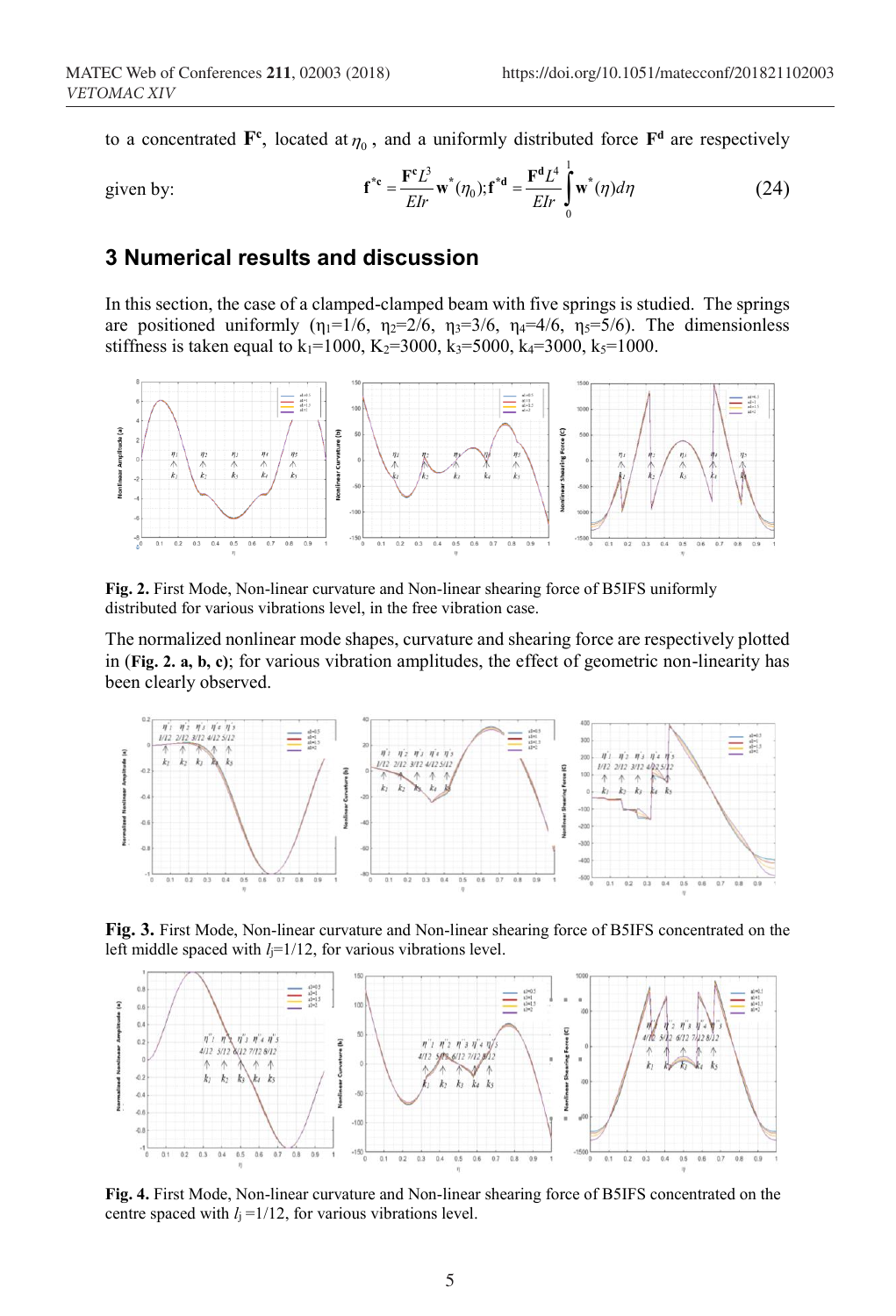to a concentrated $\mathbf{F^c}$, located at $\eta_0$, and a uniformly distributed force $\mathbf{F^d}$ are respectively given by:

$$\mathbf{f}^{*\mathbf{c}} = \frac{\mathbf{F^c} L^3}{EIr} \mathbf{w}^*(\eta_0); \mathbf{f}^{*\mathbf{d}} = \frac{\mathbf{F^d} L^4}{EIr} \int_0^1 \mathbf{w}^*(\eta) d\eta \tag{24}$$

## 3 Numerical results and discussion

In this section, the case of a clamped-clamped beam with five springs is studied. The springs are positioned uniformly ($\eta_1$=1/6, $\eta_2$=2/6, $\eta_3$=3/6, $\eta_4$=4/6, $\eta_5$=5/6). The dimensionless stiffness is taken equal to $k_1$=1000, $K_2$=3000, $k_3$=5000, $k_4$=3000, $k_5$=1000.

**Fig. 2.** First Mode, Non-linear curvature and Non-linear shearing force of B5IFS uniformly distributed for various vibrations level, in the free vibration case.

The normalized nonlinear mode shapes, curvature and shearing force are respectively plotted in (**Fig. 2. a, b, c**); for various vibration amplitudes, the effect of geometric non-linearity has been clearly observed.

**Fig. 3.** First Mode, Non-linear curvature and Non-linear shearing force of B5IFS concentrated on the left middle spaced with $l_j$=1/12, for various vibrations level.

**Fig. 4.** First Mode, Non-linear curvature and Non-linear shearing force of B5IFS concentrated on the centre spaced with $l_j$ =1/12, for various vibrations level.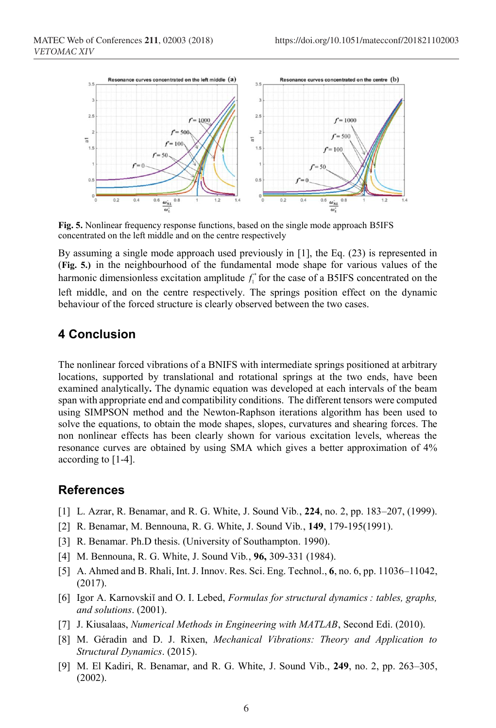Resonance curves concentrated on the left middle (a)

$f^*=1000$

$f^*=500$

$f^*=100$

$f^*=50$

$f^*=0$

Resonance curves concentrated on the centre (b)

$f^*=1000$

$f^*=500$

$f^*=100$

$f^*=50$

$f^*=0$

**Fig. 5.** Nonlinear frequency response functions, based on the single mode approach B5IFS concentrated on the left middle and on the centre respectively

By assuming a single mode approach used previously in [1], the Eq. (23) is represented in (**Fig. 5.**) in the neighbourhood of the fundamental mode shape for various values of the harmonic dimensionless excitation amplitude $f_1^*$ for the case of a B5IFS concentrated on the left middle, and on the centre respectively. The springs position effect on the dynamic behaviour of the forced structure is clearly observed between the two cases.

## 4 Conclusion

The nonlinear forced vibrations of a BNIFS with intermediate springs positioned at arbitrary locations, supported by translational and rotational springs at the two ends, have been examined analytically**.** The dynamic equation was developed at each intervals of the beam span with appropriate end and compatibility conditions. The different tensors were computed using SIMPSON method and the Newton-Raphson iterations algorithm has been used to solve the equations, to obtain the mode shapes, slopes, curvatures and shearing forces. The non nonlinear effects has been clearly shown for various excitation levels, whereas the resonance curves are obtained by using SMA which gives a better approximation of 4% according to [1-4].

## References

[1] L. Azrar, R. Benamar, and R. G. White, J. Sound Vib., **224**, no. 2, pp. 183–207, (1999).

[2] R. Benamar, M. Bennouna, R. G. White, J. Sound Vib., **149**, 179-195(1991).

[3] R. Benamar. Ph.D thesis. (University of Southampton. 1990).

[4] M. Bennouna, R. G. White, J. Sound Vib., **96,** 309-331 (1984).

[5] A. Ahmed and B. Rhali, Int. J. Innov. Res. Sci. Eng. Technol., **6**, no. 6, pp. 11036–11042, (2017).

[6] Igor A. Karnovskiĭ and O. I. Lebed, *Formulas for structural dynamics : tables, graphs, and solutions*. (2001).

[7] J. Kiusalaas, *Numerical Methods in Engineering with MATLAB*, Second Edi. (2010).

[8] M. Géradin and D. J. Rixen, *Mechanical Vibrations: Theory and Application to Structural Dynamics*. (2015).

[9] M. El Kadiri, R. Benamar, and R. G. White, J. Sound Vib., **249**, no. 2, pp. 263–305, (2002).